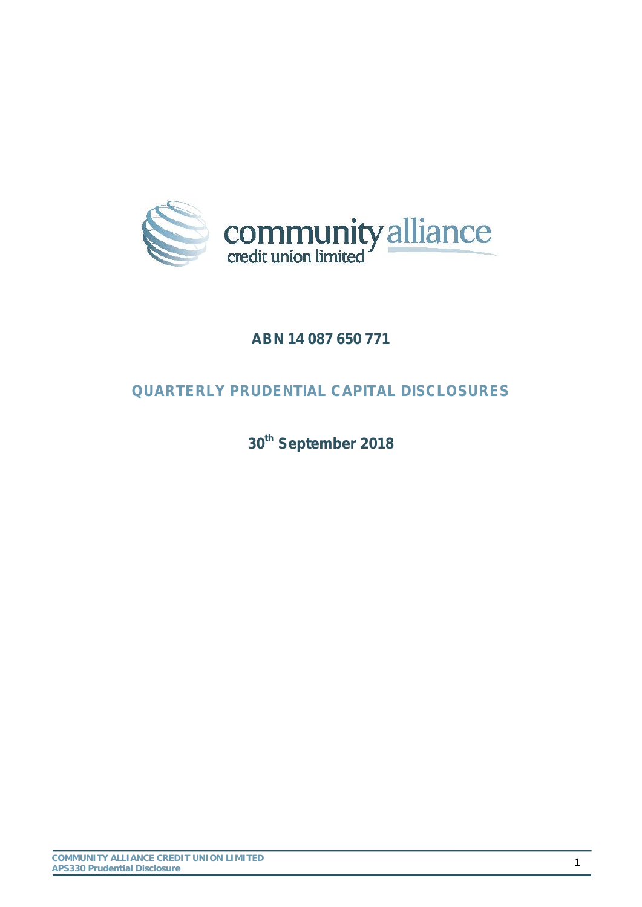community alliance
credit union limited

**ABN 14 087 650 771**

# QUARTERLY PRUDENTIAL CAPITAL DISCLOSURES

**30th September 2018**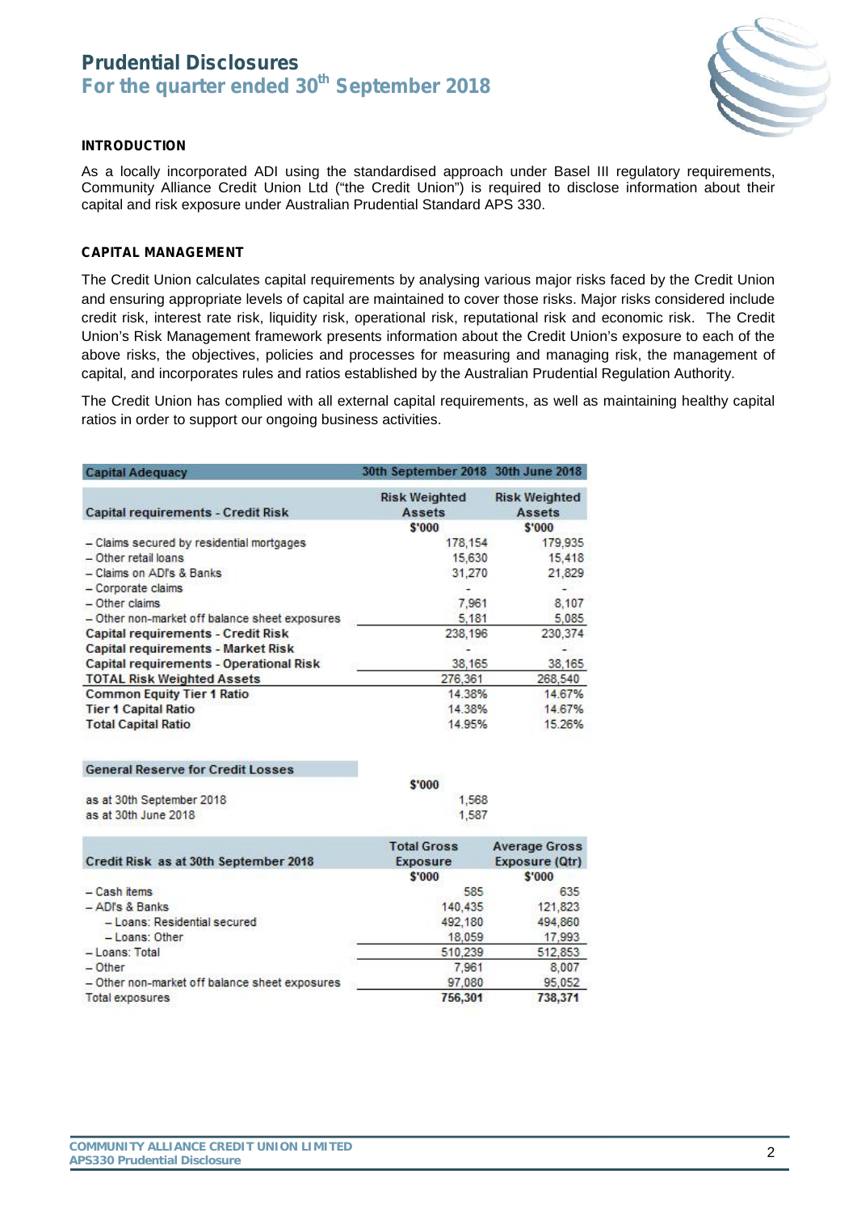# Prudential Disclosures
## For the quarter ended 30th September 2018

### INTRODUCTION

As a locally incorporated ADI using the standardised approach under Basel III regulatory requirements, Community Alliance Credit Union Ltd ("the Credit Union") is required to disclose information about their capital and risk exposure under Australian Prudential Standard APS 330.

### CAPITAL MANAGEMENT

The Credit Union calculates capital requirements by analysing various major risks faced by the Credit Union and ensuring appropriate levels of capital are maintained to cover those risks. Major risks considered include credit risk, interest rate risk, liquidity risk, operational risk, reputational risk and economic risk. The Credit Union's Risk Management framework presents information about the Credit Union's exposure to each of the above risks, the objectives, policies and processes for measuring and managing risk, the management of capital, and incorporates rules and ratios established by the Australian Prudential Regulation Authority.

The Credit Union has complied with all external capital requirements, as well as maintaining healthy capital ratios in order to support our ongoing business activities.

| Capital Adequacy | 30th September 2018 | 30th June 2018 |
|---|---|---|
| **Capital requirements - Credit Risk** | **Risk Weighted Assets $'000** | **Risk Weighted Assets $'000** |
| – Claims secured by residential mortgages | 178,154 | 179,935 |
| – Other retail loans | 15,630 | 15,418 |
| – Claims on ADI's & Banks | 31,270 | 21,829 |
| – Corporate claims | - | - |
| – Other claims | 7,961 | 8,107 |
| – Other non-market off balance sheet exposures | 5,181 | 5,085 |
| **Capital requirements - Credit Risk** | 238,196 | 230,374 |
| **Capital requirements - Market Risk** | - | - |
| **Capital requirements - Operational Risk** | 38,165 | 38,165 |
| **TOTAL Risk Weighted Assets** | 276,361 | 268,540 |
| **Common Equity Tier 1 Ratio** | 14.38% | 14.67% |
| **Tier 1 Capital Ratio** | 14.38% | 14.67% |
| **Total Capital Ratio** | 14.95% | 15.26% |

| General Reserve for Credit Losses | $'000 |
|---|---|
| as at 30th September 2018 | 1,568 |
| as at 30th June 2018 | 1,587 |

| Credit Risk as at 30th September 2018 | Total Gross Exposure $'000 | Average Gross Exposure (Qtr) $'000 |
|---|---|---|
| – Cash items | 585 | 635 |
| – ADI's & Banks | 140,435 | 121,823 |
| – Loans: Residential secured | 492,180 | 494,860 |
| – Loans: Other | 18,059 | 17,993 |
| – Loans: Total | 510,239 | 512,853 |
| – Other | 7,961 | 8,007 |
| – Other non-market off balance sheet exposures | 97,080 | 95,052 |
| Total exposures | **756,301** | **738,371** |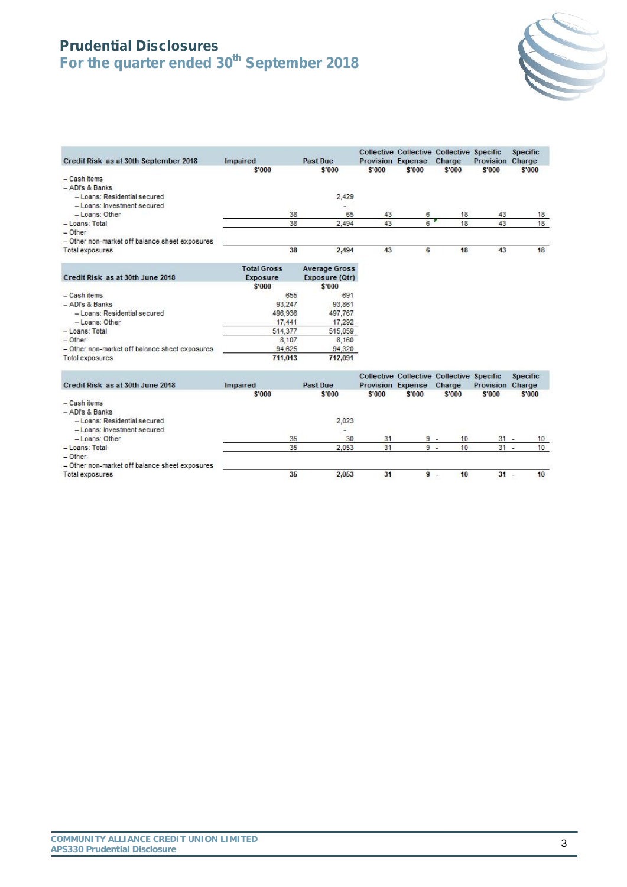# Prudential Disclosures

## For the quarter ended 30th September 2018

| Credit Risk as at 30th September 2018 | Impaired | Past Due | Collective Provision | Collective Expense | Collective Charge | Specific Provision | Specific Charge |
|---|---|---|---|---|---|---|---|
| | $'000 | $'000 | $'000 | $'000 | $'000 | $'000 | $'000 |
| – Cash items | | | | | | | |
| – ADI's & Banks | | | | | | | |
| – Loans: Residential secured | | 2,429 | | | | | |
| – Loans: Investment secured | | - | | | | | |
| – Loans: Other | 38 | 65 | 43 | 6 | 18 | 43 | 18 |
| – Loans: Total | 38 | 2,494 | 43 | 6 | 18 | 43 | 18 |
| – Other | | | | | | | |
| – Other non-market off balance sheet exposures | | | | | | | |
| Total exposures | 38 | 2,494 | 43 | 6 | 18 | 43 | 18 |

| Credit Risk as at 30th June 2018 | Total Gross Exposure | Average Gross Exposure (Qtr) |
|---|---|---|
| | $'000 | $'000 |
| – Cash items | 655 | 691 |
| – ADI's & Banks | 93,247 | 93,861 |
| – Loans: Residential secured | 496,936 | 497,767 |
| – Loans: Other | 17,441 | 17,292 |
| – Loans: Total | 514,377 | 515,059 |
| – Other | 8,107 | 8,160 |
| – Other non-market off balance sheet exposures | 94,625 | 94,320 |
| Total exposures | 711,013 | 712,091 |

| Credit Risk as at 30th June 2018 | Impaired | Past Due | Collective Provision | Collective Expense | Collective Charge | Specific Provision | Specific Charge |
|---|---|---|---|---|---|---|---|
| | $'000 | $'000 | $'000 | $'000 | $'000 | $'000 | $'000 |
| – Cash items | | | | | | | |
| – ADI's & Banks | | | | | | | |
| – Loans: Residential secured | | 2,023 | | | | | |
| – Loans: Investment secured | | - | | | | | |
| – Loans: Other | 35 | 30 | 31 | 9 - | 10 | 31 - | 10 |
| – Loans: Total | 35 | 2,053 | 31 | 9 - | 10 | 31 - | 10 |
| – Other | | | | | | | |
| – Other non-market off balance sheet exposures | | | | | | | |
| Total exposures | 35 | 2,053 | 31 | 9 - | 10 | 31 - | 10 |

COMMUNITY ALLIANCE CREDIT UNION LIMITED
APS330 Prudential Disclosure